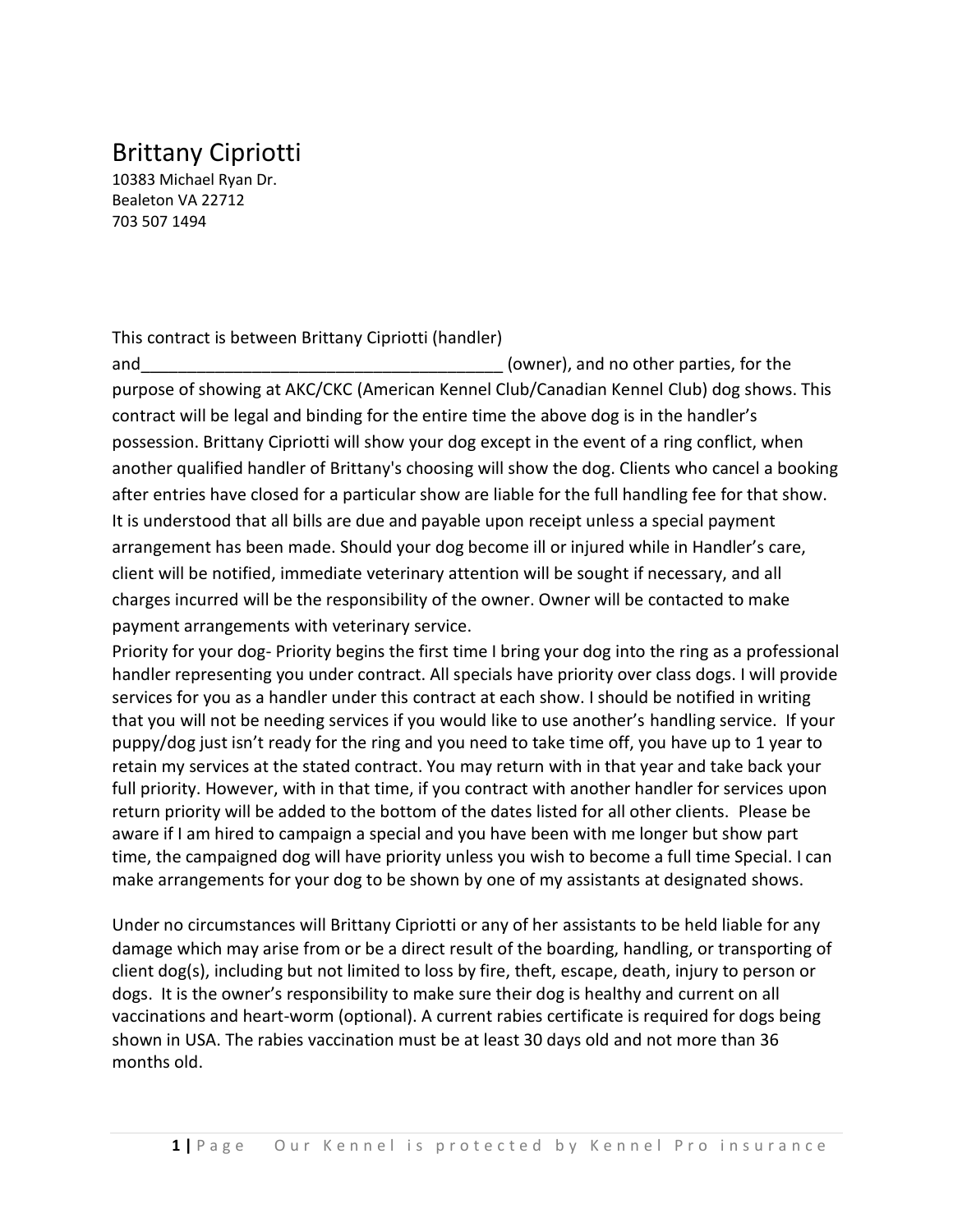# Brittany Cipriotti

10383 Michael Ryan Dr.
Bealeton VA 22712
703 507 1494

This contract is between Brittany Cipriotti (handler) and_______________________________________ (owner), and no other parties, for the purpose of showing at AKC/CKC (American Kennel Club/Canadian Kennel Club) dog shows. This contract will be legal and binding for the entire time the above dog is in the handler's possession. Brittany Cipriotti will show your dog except in the event of a ring conflict, when another qualified handler of Brittany's choosing will show the dog. Clients who cancel a booking after entries have closed for a particular show are liable for the full handling fee for that show. It is understood that all bills are due and payable upon receipt unless a special payment arrangement has been made. Should your dog become ill or injured while in Handler's care, client will be notified, immediate veterinary attention will be sought if necessary, and all charges incurred will be the responsibility of the owner. Owner will be contacted to make payment arrangements with veterinary service.

Priority for your dog- Priority begins the first time I bring your dog into the ring as a professional handler representing you under contract. All specials have priority over class dogs. I will provide services for you as a handler under this contract at each show. I should be notified in writing that you will not be needing services if you would like to use another's handling service. If your puppy/dog just isn't ready for the ring and you need to take time off, you have up to 1 year to retain my services at the stated contract. You may return with in that year and take back your full priority. However, with in that time, if you contract with another handler for services upon return priority will be added to the bottom of the dates listed for all other clients. Please be aware if I am hired to campaign a special and you have been with me longer but show part time, the campaigned dog will have priority unless you wish to become a full time Special. I can make arrangements for your dog to be shown by one of my assistants at designated shows.

Under no circumstances will Brittany Cipriotti or any of her assistants to be held liable for any damage which may arise from or be a direct result of the boarding, handling, or transporting of client dog(s), including but not limited to loss by fire, theft, escape, death, injury to person or dogs. It is the owner's responsibility to make sure their dog is healthy and current on all vaccinations and heart-worm (optional). A current rabies certificate is required for dogs being shown in USA. The rabies vaccination must be at least 30 days old and not more than 36 months old.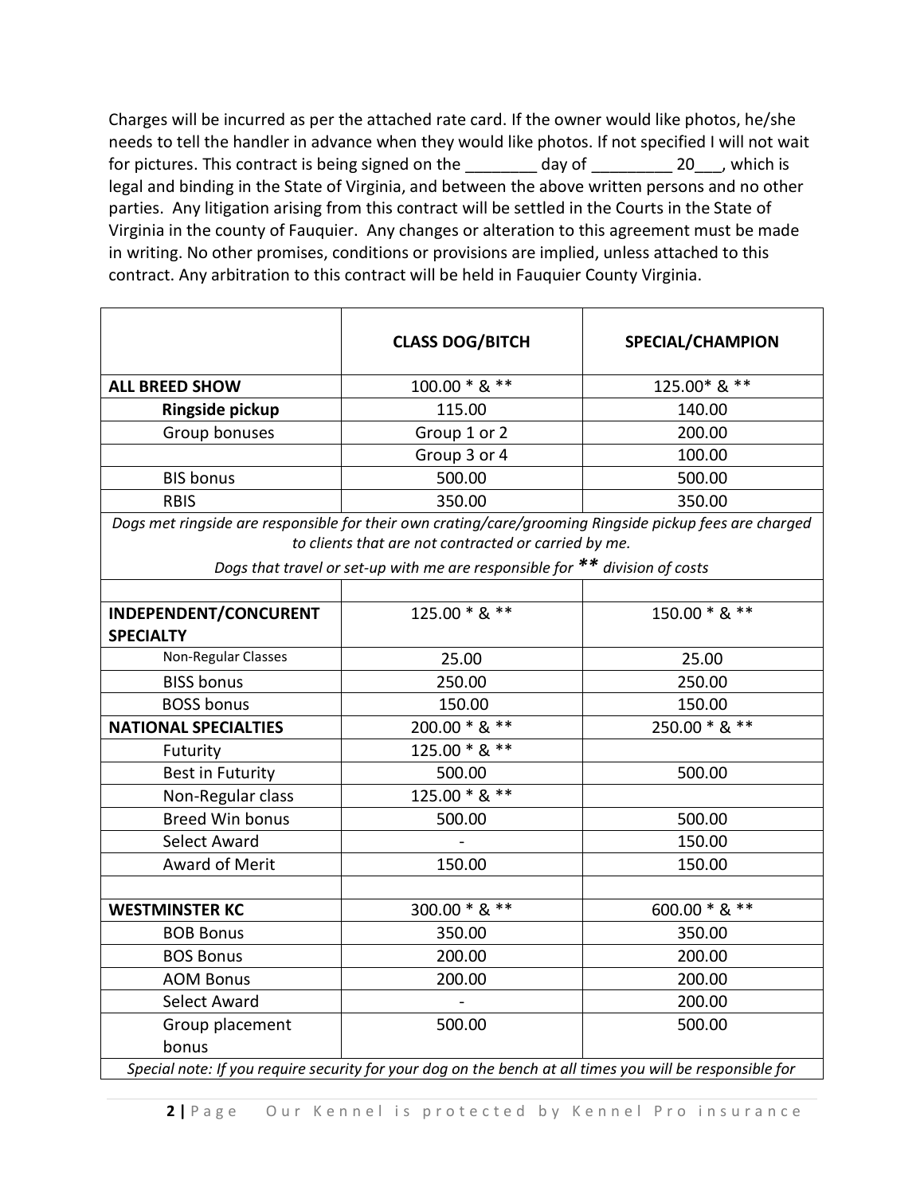Charges will be incurred as per the attached rate card. If the owner would like photos, he/she needs to tell the handler in advance when they would like photos. If not specified I will not wait for pictures. This contract is being signed on the ________ day of _________ 20___, which is legal and binding in the State of Virginia, and between the above written persons and no other parties. Any litigation arising from this contract will be settled in the Courts in the State of Virginia in the county of Fauquier. Any changes or alteration to this agreement must be made in writing. No other promises, conditions or provisions are implied, unless attached to this contract. Any arbitration to this contract will be held in Fauquier County Virginia.

| | **CLASS DOG/BITCH** | **SPECIAL/CHAMPION** |
|---|---|---|
| **ALL BREED SHOW** | 100.00 * & ** | 125.00* & ** |
| **Ringside pickup** | 115.00 | 140.00 |
| Group bonuses | Group 1 or 2 | 200.00 |
| | Group 3 or 4 | 100.00 |
| BIS bonus | 500.00 | 500.00 |
| RBIS | 350.00 | 350.00 |
| *Dogs met ringside are responsible for their own crating/care/grooming Ringside pickup fees are charged to clients that are not contracted or carried by me. Dogs that travel or set-up with me are responsible for ** division of costs* | | |
| | | |
| **INDEPENDENT/CONCURENT SPECIALTY** | 125.00 * & ** | 150.00 * & ** |
| Non-Regular Classes | 25.00 | 25.00 |
| BISS bonus | 250.00 | 250.00 |
| BOSS bonus | 150.00 | 150.00 |
| **NATIONAL SPECIALTIES** | 200.00 * & ** | 250.00 * & ** |
| Futurity | 125.00 * & ** | |
| Best in Futurity | 500.00 | 500.00 |
| Non-Regular class | 125.00 * & ** | |
| Breed Win bonus | 500.00 | 500.00 |
| Select Award | - | 150.00 |
| Award of Merit | 150.00 | 150.00 |
| | | |
| **WESTMINSTER KC** | 300.00 * & ** | 600.00 * & ** |
| BOB Bonus | 350.00 | 350.00 |
| BOS Bonus | 200.00 | 200.00 |
| AOM Bonus | 200.00 | 200.00 |
| Select Award | - | 200.00 |
| Group placement bonus | 500.00 | 500.00 |
| *Special note: If you require security for your dog on the bench at all times you will be responsible for* | | |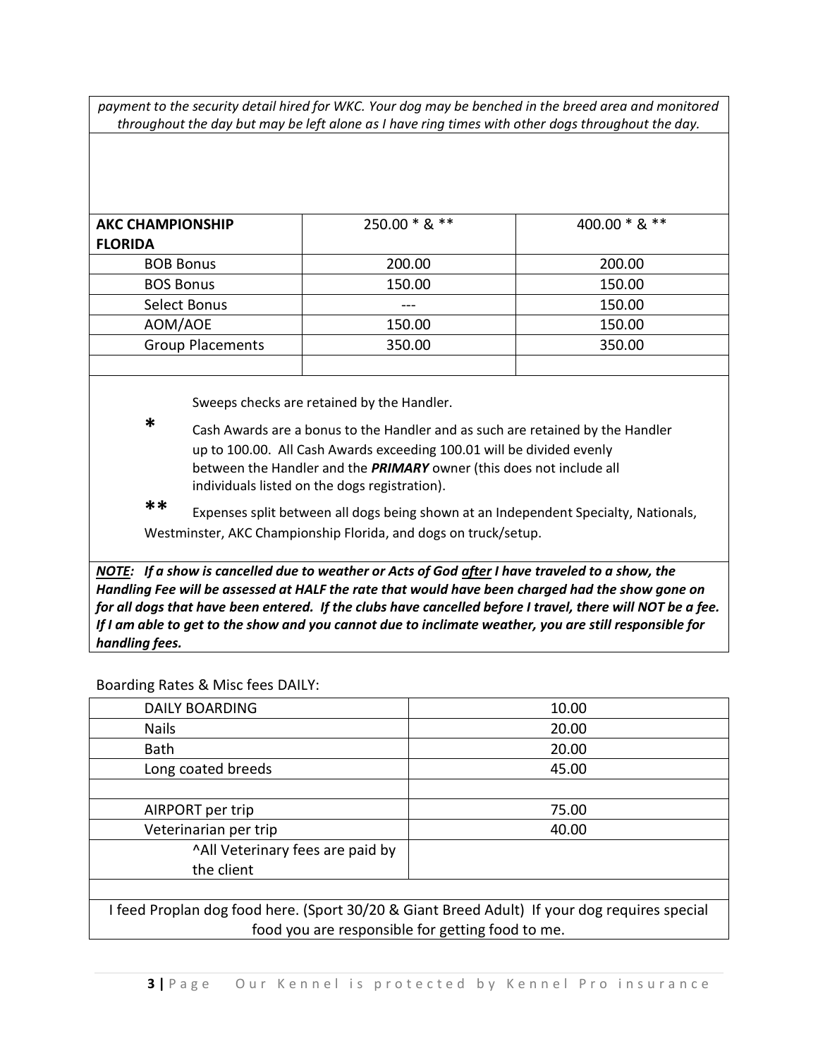*payment to the security detail hired for WKC. Your dog may be benched in the breed area and monitored throughout the day but may be left alone as I have ring times with other dogs throughout the day.*

| **AKC CHAMPIONSHIP FLORIDA** | 250.00 * & ** | 400.00 * & ** |
|---|---|---|
| BOB Bonus | 200.00 | 200.00 |
| BOS Bonus | 150.00 | 150.00 |
| Select Bonus | --- | 150.00 |
| AOM/AOE | 150.00 | 150.00 |
| Group Placements | 350.00 | 350.00 |
| | | |

Sweeps checks are retained by the Handler.

**\*** Cash Awards are a bonus to the Handler and as such are retained by the Handler up to 100.00. All Cash Awards exceeding 100.01 will be divided evenly between the Handler and the ***PRIMARY*** owner (this does not include all individuals listed on the dogs registration).

**\*\*** Expenses split between all dogs being shown at an Independent Specialty, Nationals, Westminster, AKC Championship Florida, and dogs on truck/setup.

***NOTE:** If a show is cancelled due to weather or Acts of God __after__ I have traveled to a show, the Handling Fee will be assessed at HALF the rate that would have been charged had the show gone on for all dogs that have been entered. If the clubs have cancelled before I travel, there will NOT be a fee. If I am able to get to the show and you cannot due to inclimate weather, you are still responsible for handling fees.*

Boarding Rates & Misc fees DAILY:

| DAILY BOARDING | 10.00 |
|---|---|
| Nails | 20.00 |
| Bath | 20.00 |
| Long coated breeds | 45.00 |
| | |
| AIRPORT per trip | 75.00 |
| Veterinarian per trip | 40.00 |
| ^All Veterinary fees are paid by the client | |
| | |

I feed Proplan dog food here. (Sport 30/20 & Giant Breed Adult) If your dog requires special food you are responsible for getting food to me.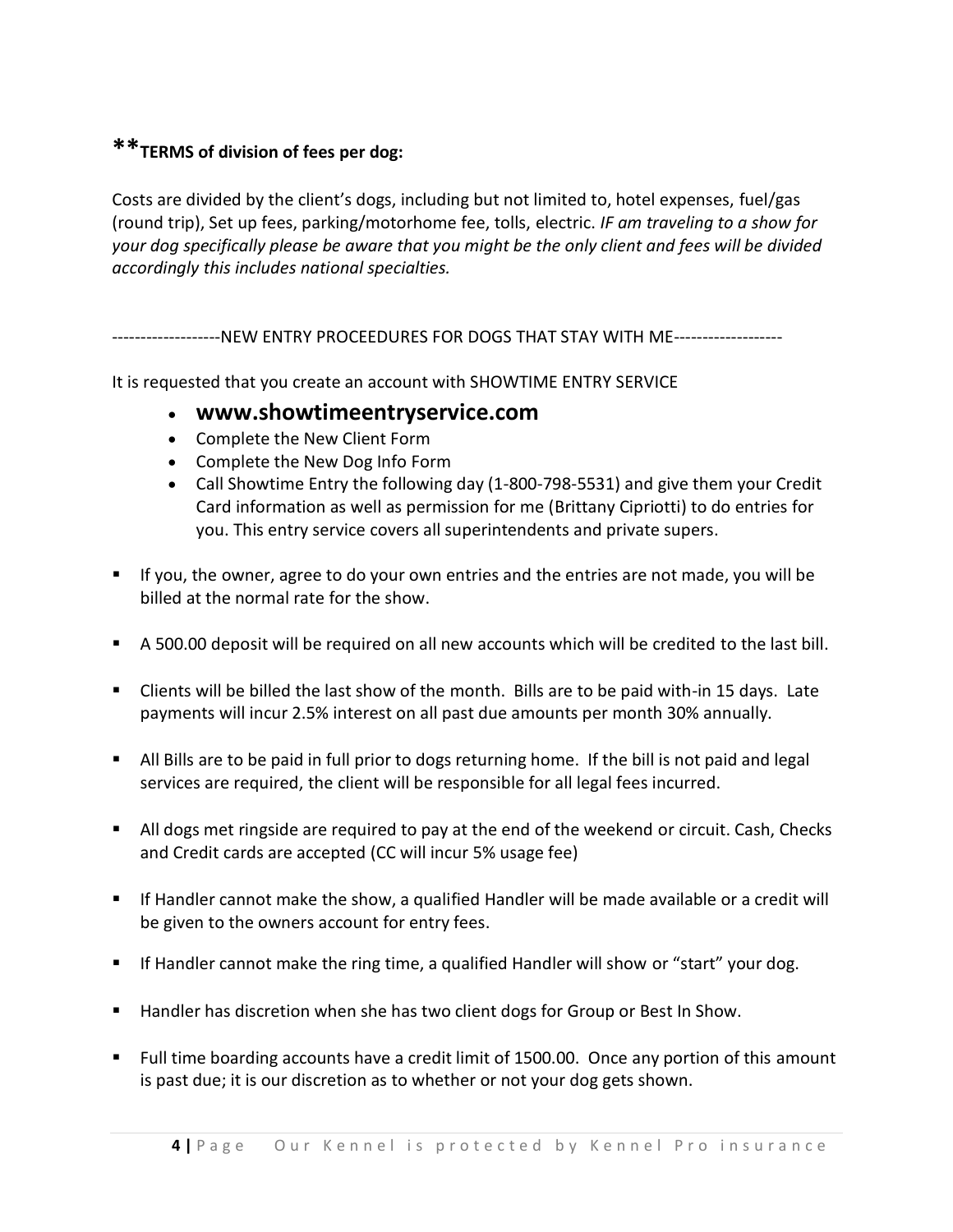## **TERMS of division of fees per dog:

Costs are divided by the client's dogs, including but not limited to, hotel expenses, fuel/gas (round trip), Set up fees, parking/motorhome fee, tolls, electric. *IF am traveling to a show for your dog specifically please be aware that you might be the only client and fees will be divided accordingly this includes national specialties.*

-------------------NEW ENTRY PROCEEDURES FOR DOGS THAT STAY WITH ME-------------------

It is requested that you create an account with SHOWTIME ENTRY SERVICE

- **www.showtimeentryservice.com**
- Complete the New Client Form
- Complete the New Dog Info Form
- Call Showtime Entry the following day (1-800-798-5531) and give them your Credit Card information as well as permission for me (Brittany Cipriotti) to do entries for you. This entry service covers all superintendents and private supers.

- If you, the owner, agree to do your own entries and the entries are not made, you will be billed at the normal rate for the show.
- A 500.00 deposit will be required on all new accounts which will be credited to the last bill.
- Clients will be billed the last show of the month. Bills are to be paid with-in 15 days. Late payments will incur 2.5% interest on all past due amounts per month 30% annually.
- All Bills are to be paid in full prior to dogs returning home. If the bill is not paid and legal services are required, the client will be responsible for all legal fees incurred.
- All dogs met ringside are required to pay at the end of the weekend or circuit. Cash, Checks and Credit cards are accepted (CC will incur 5% usage fee)
- If Handler cannot make the show, a qualified Handler will be made available or a credit will be given to the owners account for entry fees.
- If Handler cannot make the ring time, a qualified Handler will show or "start" your dog.
- Handler has discretion when she has two client dogs for Group or Best In Show.
- Full time boarding accounts have a credit limit of 1500.00. Once any portion of this amount is past due; it is our discretion as to whether or not your dog gets shown.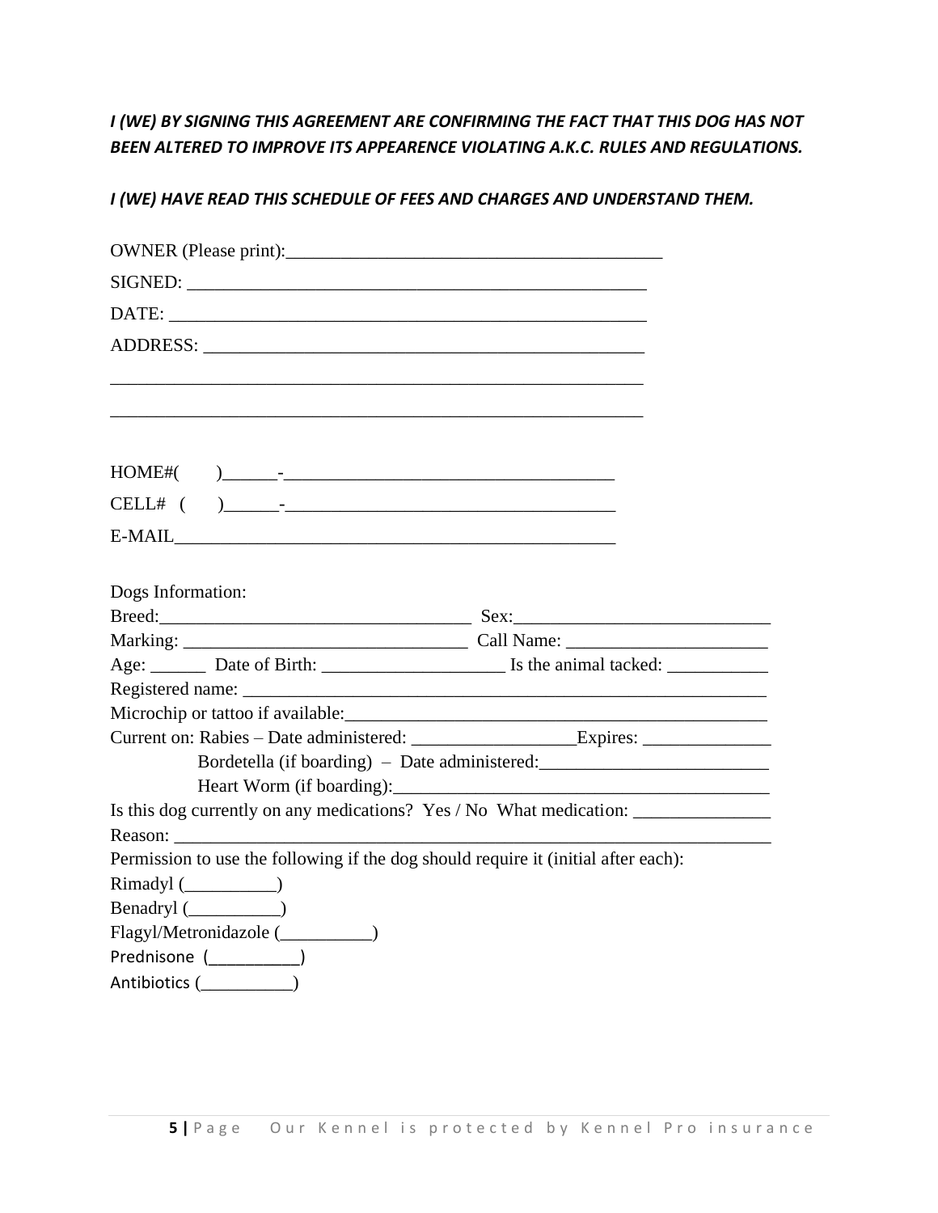***I (WE) BY SIGNING THIS AGREEMENT ARE CONFIRMING THE FACT THAT THIS DOG HAS NOT BEEN ALTERED TO IMPROVE ITS APPEARENCE VIOLATING A.K.C. RULES AND REGULATIONS.***

***I (WE) HAVE READ THIS SCHEDULE OF FEES AND CHARGES AND UNDERSTAND THEM.***

OWNER (Please print):_________________________________________

SIGNED: __________________________________________________

DATE: ____________________________________________________

ADDRESS: ________________________________________________

___________________________________________________________

___________________________________________________________

HOME#(      )______-___________________________________

CELL#  (      )______-___________________________________

E-MAIL_________________________________________________

Dogs Information:

Breed:_________________________________ Sex:___________________________

Marking: ______________________________ Call Name: _____________________

Age: ______ Date of Birth: ___________________ Is the animal tacked: ___________

Registered name: _________________________________________________________

Microchip or tattoo if available:____________________________________________

Current on: Rabies – Date administered: _________________Expires: ______________

Bordetella (if boarding) – Date administered:________________________

Heart Worm (if boarding):_________________________________________

Is this dog currently on any medications? Yes / No What medication: _______________

Reason: __________________________________________________________________

Permission to use the following if the dog should require it (initial after each):

Rimadyl (__________)

Benadryl (__________)

Flagyl/Metronidazole (__________)

Prednisone (__________)

Antibiotics (__________)

Our Kennel is protected by Kennel Pro insurance